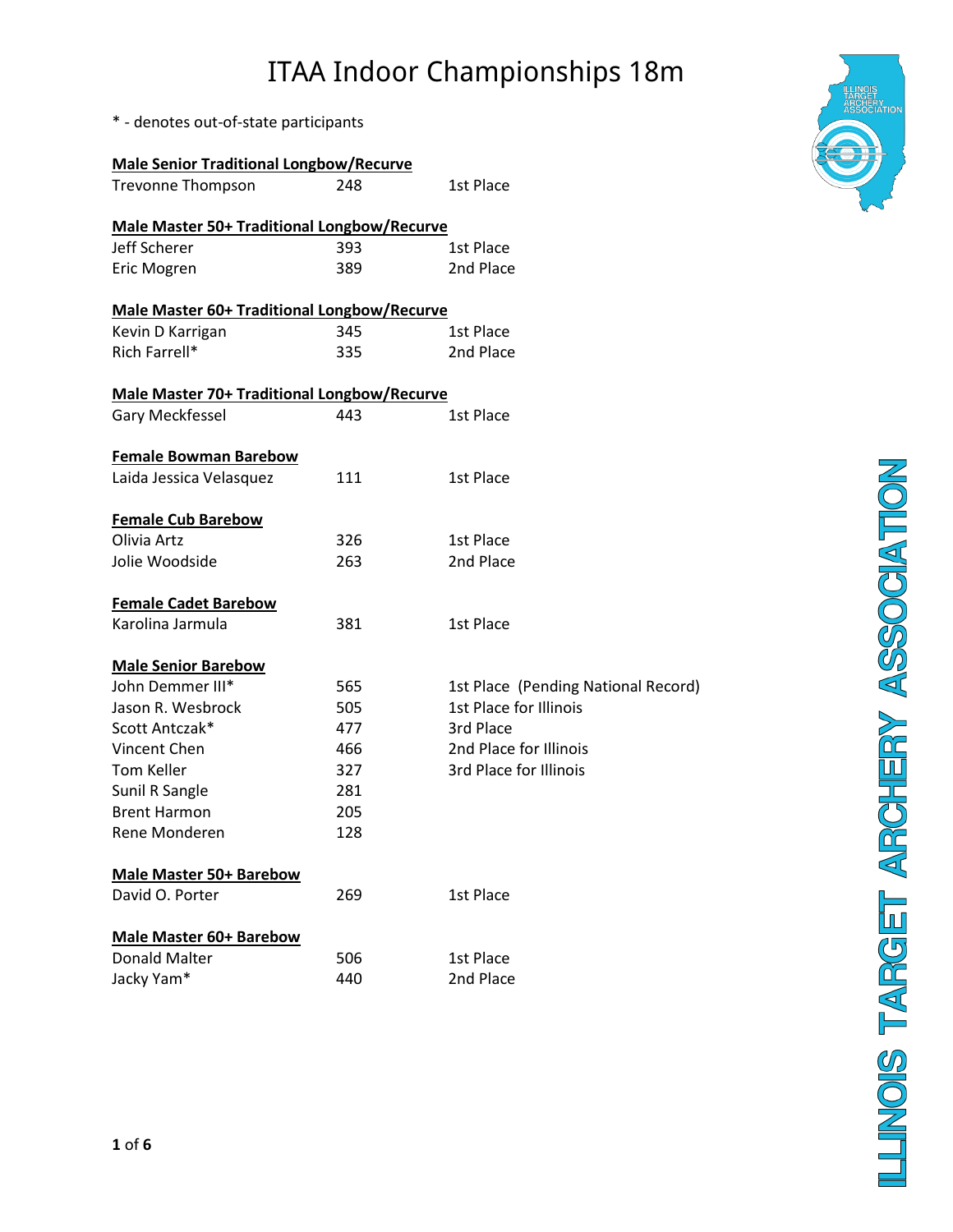# ITAA Indoor Championships 18m

* - denotes out-of-state participants

**Male Senior Traditional Longbow/Recurve**

| Name | Score | Place |
|---|---|---|
| Trevonne Thompson | 248 | 1st Place |

**Male Master 50+ Traditional Longbow/Recurve**

| Name | Score | Place |
|---|---|---|
| Jeff Scherer | 393 | 1st Place |
| Eric Mogren | 389 | 2nd Place |

**Male Master 60+ Traditional Longbow/Recurve**

| Name | Score | Place |
|---|---|---|
| Kevin D Karrigan | 345 | 1st Place |
| Rich Farrell* | 335 | 2nd Place |

**Male Master 70+ Traditional Longbow/Recurve**

| Name | Score | Place |
|---|---|---|
| Gary Meckfessel | 443 | 1st Place |

**Female Bowman Barebow**

| Name | Score | Place |
|---|---|---|
| Laida Jessica Velasquez | 111 | 1st Place |

**Female Cub Barebow**

| Name | Score | Place |
|---|---|---|
| Olivia Artz | 326 | 1st Place |
| Jolie Woodside | 263 | 2nd Place |

**Female Cadet Barebow**

| Name | Score | Place |
|---|---|---|
| Karolina Jarmula | 381 | 1st Place |

**Male Senior Barebow**

| Name | Score | Place |
|---|---|---|
| John Demmer III* | 565 | 1st Place (Pending National Record) |
| Jason R. Wesbrock | 505 | 1st Place for Illinois |
| Scott Antczak* | 477 | 3rd Place |
| Vincent Chen | 466 | 2nd Place for Illinois |
| Tom Keller | 327 | 3rd Place for Illinois |
| Sunil R Sangle | 281 | |
| Brent Harmon | 205 | |
| Rene Monderen | 128 | |

**Male Master 50+ Barebow**

| Name | Score | Place |
|---|---|---|
| David O. Porter | 269 | 1st Place |

**Male Master 60+ Barebow**

| Name | Score | Place |
|---|---|---|
| Donald Malter | 506 | 1st Place |
| Jacky Yam* | 440 | 2nd Place |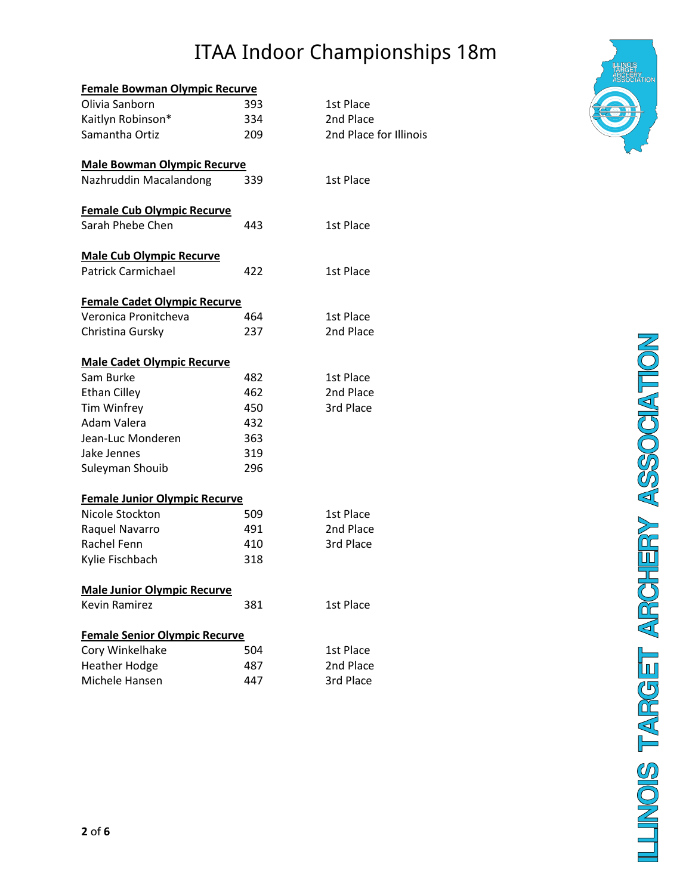# ITAA Indoor Championships 18m

**Female Bowman Olympic Recurve**

| | | |
|---|---|---|
| Olivia Sanborn | 393 | 1st Place |
| Kaitlyn Robinson* | 334 | 2nd Place |
| Samantha Ortiz | 209 | 2nd Place for Illinois |

**Male Bowman Olympic Recurve**

| | | |
|---|---|---|
| Nazhruddin Macalandong | 339 | 1st Place |

**Female Cub Olympic Recurve**

| | | |
|---|---|---|
| Sarah Phebe Chen | 443 | 1st Place |

**Male Cub Olympic Recurve**

| | | |
|---|---|---|
| Patrick Carmichael | 422 | 1st Place |

**Female Cadet Olympic Recurve**

| | | |
|---|---|---|
| Veronica Pronitcheva | 464 | 1st Place |
| Christina Gursky | 237 | 2nd Place |

**Male Cadet Olympic Recurve**

| | | |
|---|---|---|
| Sam Burke | 482 | 1st Place |
| Ethan Cilley | 462 | 2nd Place |
| Tim Winfrey | 450 | 3rd Place |
| Adam Valera | 432 | |
| Jean-Luc Monderen | 363 | |
| Jake Jennes | 319 | |
| Suleyman Shouib | 296 | |

**Female Junior Olympic Recurve**

| | | |
|---|---|---|
| Nicole Stockton | 509 | 1st Place |
| Raquel Navarro | 491 | 2nd Place |
| Rachel Fenn | 410 | 3rd Place |
| Kylie Fischbach | 318 | |

**Male Junior Olympic Recurve**

| | | |
|---|---|---|
| Kevin Ramirez | 381 | 1st Place |

**Female Senior Olympic Recurve**

| | | |
|---|---|---|
| Cory Winkelhake | 504 | 1st Place |
| Heather Hodge | 487 | 2nd Place |
| Michele Hansen | 447 | 3rd Place |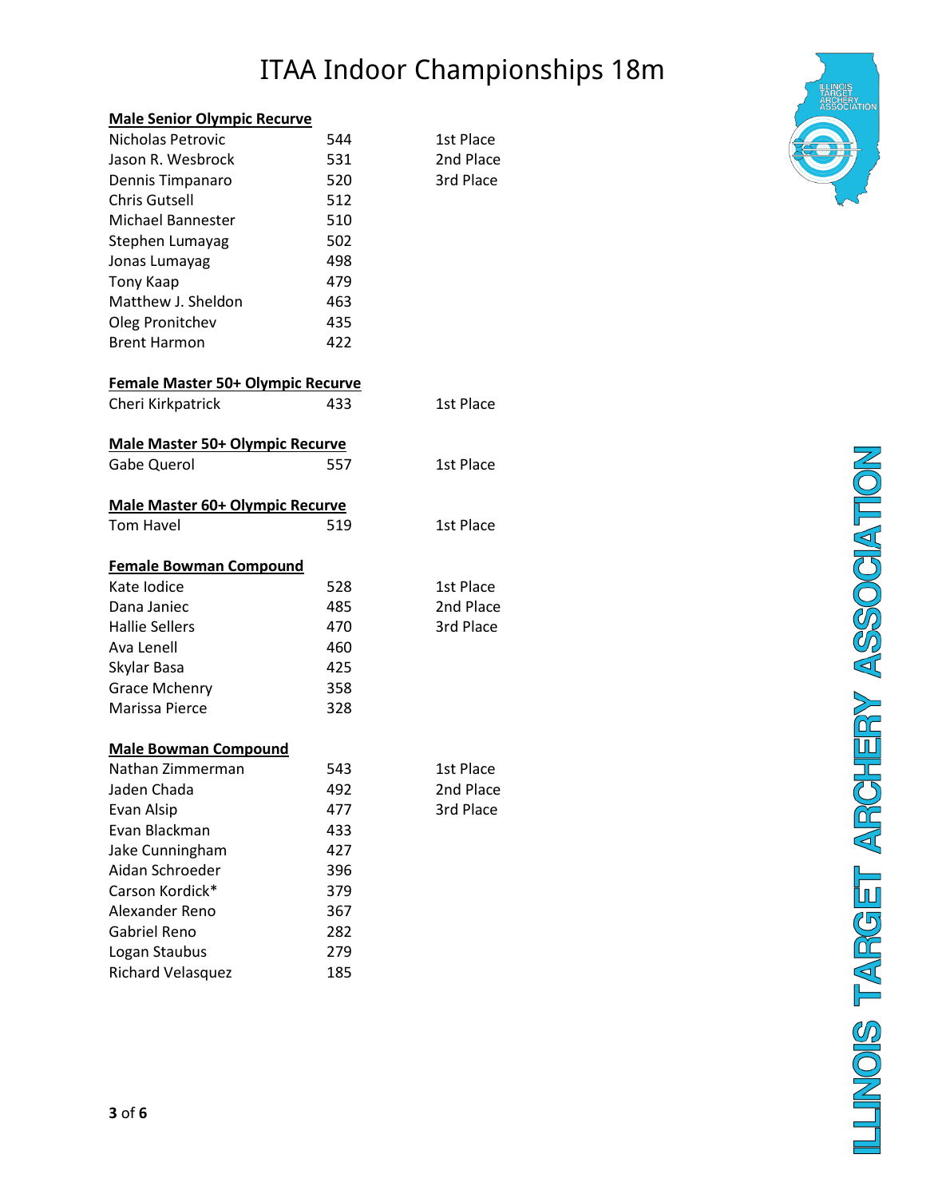# ITAA Indoor Championships 18m

**Male Senior Olympic Recurve**

| Name | Score | Place |
|---|---|---|
| Nicholas Petrovic | 544 | 1st Place |
| Jason R. Wesbrock | 531 | 2nd Place |
| Dennis Timpanaro | 520 | 3rd Place |
| Chris Gutsell | 512 | |
| Michael Bannester | 510 | |
| Stephen Lumayag | 502 | |
| Jonas Lumayag | 498 | |
| Tony Kaap | 479 | |
| Matthew J. Sheldon | 463 | |
| Oleg Pronitchev | 435 | |
| Brent Harmon | 422 | |

**Female Master 50+ Olympic Recurve**

| Name | Score | Place |
|---|---|---|
| Cheri Kirkpatrick | 433 | 1st Place |

**Male Master 50+ Olympic Recurve**

| Name | Score | Place |
|---|---|---|
| Gabe Querol | 557 | 1st Place |

**Male Master 60+ Olympic Recurve**

| Name | Score | Place |
|---|---|---|
| Tom Havel | 519 | 1st Place |

**Female Bowman Compound**

| Name | Score | Place |
|---|---|---|
| Kate Iodice | 528 | 1st Place |
| Dana Janiec | 485 | 2nd Place |
| Hallie Sellers | 470 | 3rd Place |
| Ava Lenell | 460 | |
| Skylar Basa | 425 | |
| Grace Mchenry | 358 | |
| Marissa Pierce | 328 | |

**Male Bowman Compound**

| Name | Score | Place |
|---|---|---|
| Nathan Zimmerman | 543 | 1st Place |
| Jaden Chada | 492 | 2nd Place |
| Evan Alsip | 477 | 3rd Place |
| Evan Blackman | 433 | |
| Jake Cunningham | 427 | |
| Aidan Schroeder | 396 | |
| Carson Kordick* | 379 | |
| Alexander Reno | 367 | |
| Gabriel Reno | 282 | |
| Logan Staubus | 279 | |
| Richard Velasquez | 185 | |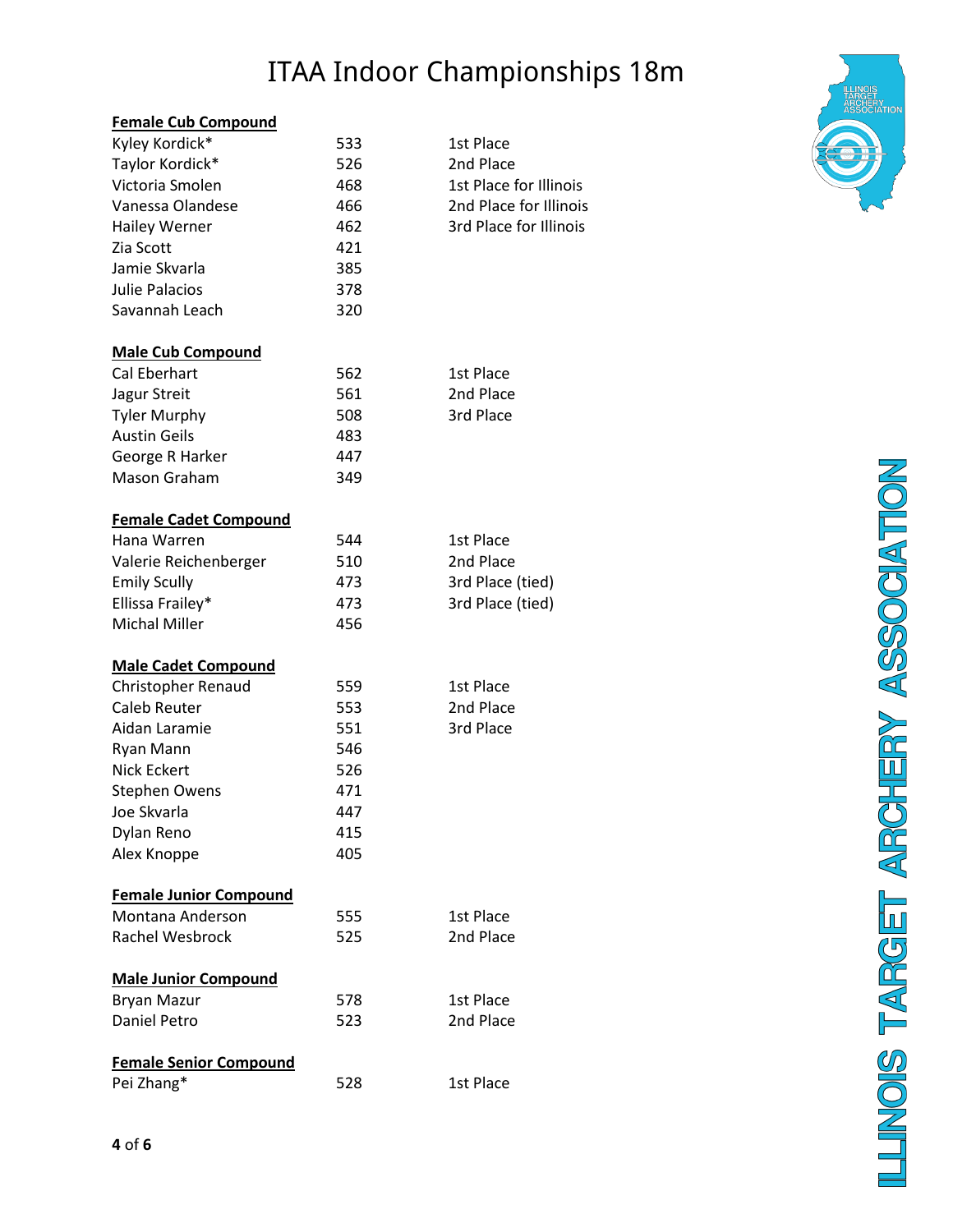# ITAA Indoor Championships 18m

**Female Cub Compound**

| | | |
|---|---|---|
| Kyley Kordick* | 533 | 1st Place |
| Taylor Kordick* | 526 | 2nd Place |
| Victoria Smolen | 468 | 1st Place for Illinois |
| Vanessa Olandese | 466 | 2nd Place for Illinois |
| Hailey Werner | 462 | 3rd Place for Illinois |
| Zia Scott | 421 | |
| Jamie Skvarla | 385 | |
| Julie Palacios | 378 | |
| Savannah Leach | 320 | |

**Male Cub Compound**

| | | |
|---|---|---|
| Cal Eberhart | 562 | 1st Place |
| Jagur Streit | 561 | 2nd Place |
| Tyler Murphy | 508 | 3rd Place |
| Austin Geils | 483 | |
| George R Harker | 447 | |
| Mason Graham | 349 | |

**Female Cadet Compound**

| | | |
|---|---|---|
| Hana Warren | 544 | 1st Place |
| Valerie Reichenberger | 510 | 2nd Place |
| Emily Scully | 473 | 3rd Place (tied) |
| Ellissa Frailey* | 473 | 3rd Place (tied) |
| Michal Miller | 456 | |

**Male Cadet Compound**

| | | |
|---|---|---|
| Christopher Renaud | 559 | 1st Place |
| Caleb Reuter | 553 | 2nd Place |
| Aidan Laramie | 551 | 3rd Place |
| Ryan Mann | 546 | |
| Nick Eckert | 526 | |
| Stephen Owens | 471 | |
| Joe Skvarla | 447 | |
| Dylan Reno | 415 | |
| Alex Knoppe | 405 | |

**Female Junior Compound**

| | | |
|---|---|---|
| Montana Anderson | 555 | 1st Place |
| Rachel Wesbrock | 525 | 2nd Place |

**Male Junior Compound**

| | | |
|---|---|---|
| Bryan Mazur | 578 | 1st Place |
| Daniel Petro | 523 | 2nd Place |

**Female Senior Compound**

| | | |
|---|---|---|
| Pei Zhang* | 528 | 1st Place |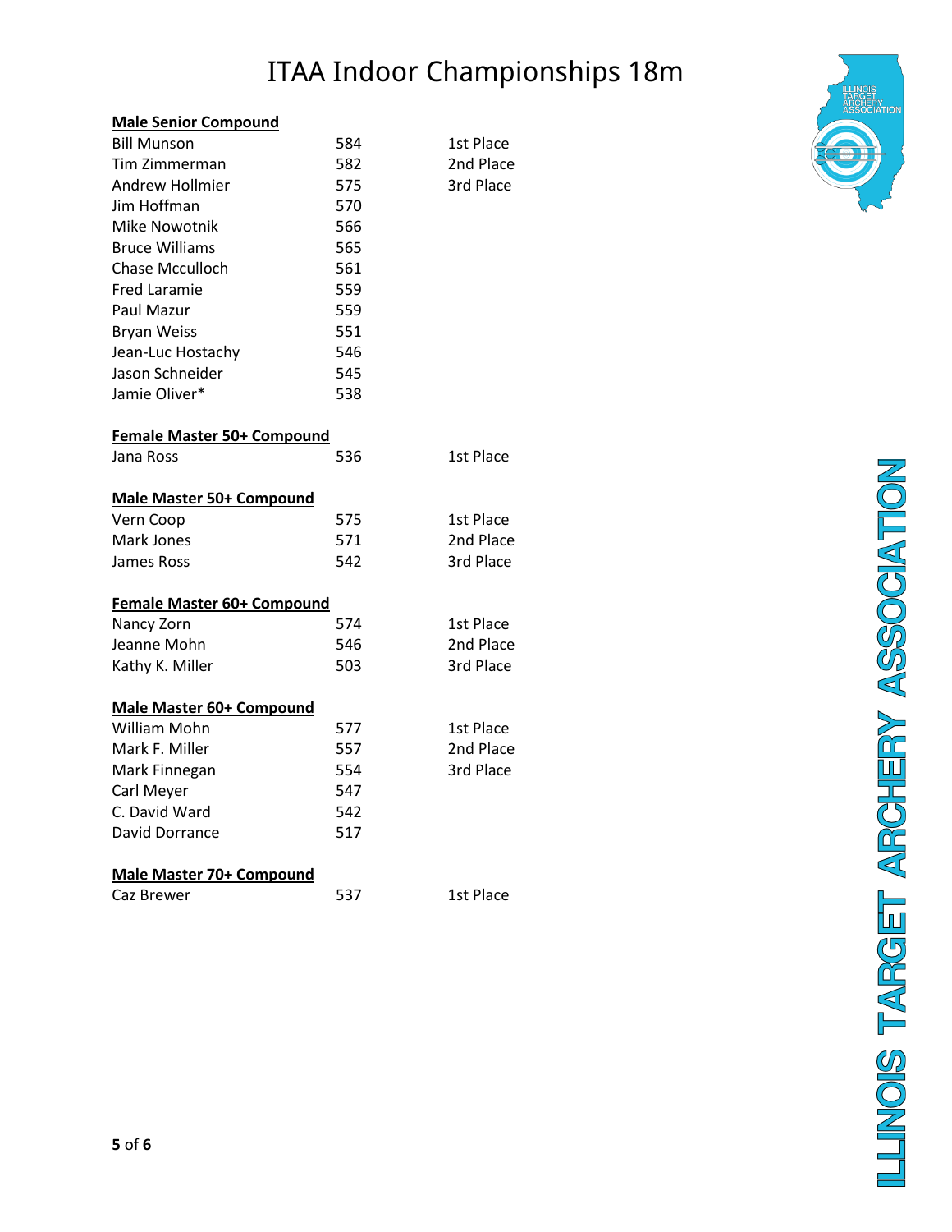# ITAA Indoor Championships 18m

**Male Senior Compound**

| | | |
|---|---|---|
| Bill Munson | 584 | 1st Place |
| Tim Zimmerman | 582 | 2nd Place |
| Andrew Hollmier | 575 | 3rd Place |
| Jim Hoffman | 570 | |
| Mike Nowotnik | 566 | |
| Bruce Williams | 565 | |
| Chase Mcculloch | 561 | |
| Fred Laramie | 559 | |
| Paul Mazur | 559 | |
| Bryan Weiss | 551 | |
| Jean-Luc Hostachy | 546 | |
| Jason Schneider | 545 | |
| Jamie Oliver* | 538 | |

**Female Master 50+ Compound**

| | | |
|---|---|---|
| Jana Ross | 536 | 1st Place |

**Male Master 50+ Compound**

| | | |
|---|---|---|
| Vern Coop | 575 | 1st Place |
| Mark Jones | 571 | 2nd Place |
| James Ross | 542 | 3rd Place |

**Female Master 60+ Compound**

| | | |
|---|---|---|
| Nancy Zorn | 574 | 1st Place |
| Jeanne Mohn | 546 | 2nd Place |
| Kathy K. Miller | 503 | 3rd Place |

**Male Master 60+ Compound**

| | | |
|---|---|---|
| William Mohn | 577 | 1st Place |
| Mark F. Miller | 557 | 2nd Place |
| Mark Finnegan | 554 | 3rd Place |
| Carl Meyer | 547 | |
| C. David Ward | 542 | |
| David Dorrance | 517 | |

**Male Master 70+ Compound**

| | | |
|---|---|---|
| Caz Brewer | 537 | 1st Place |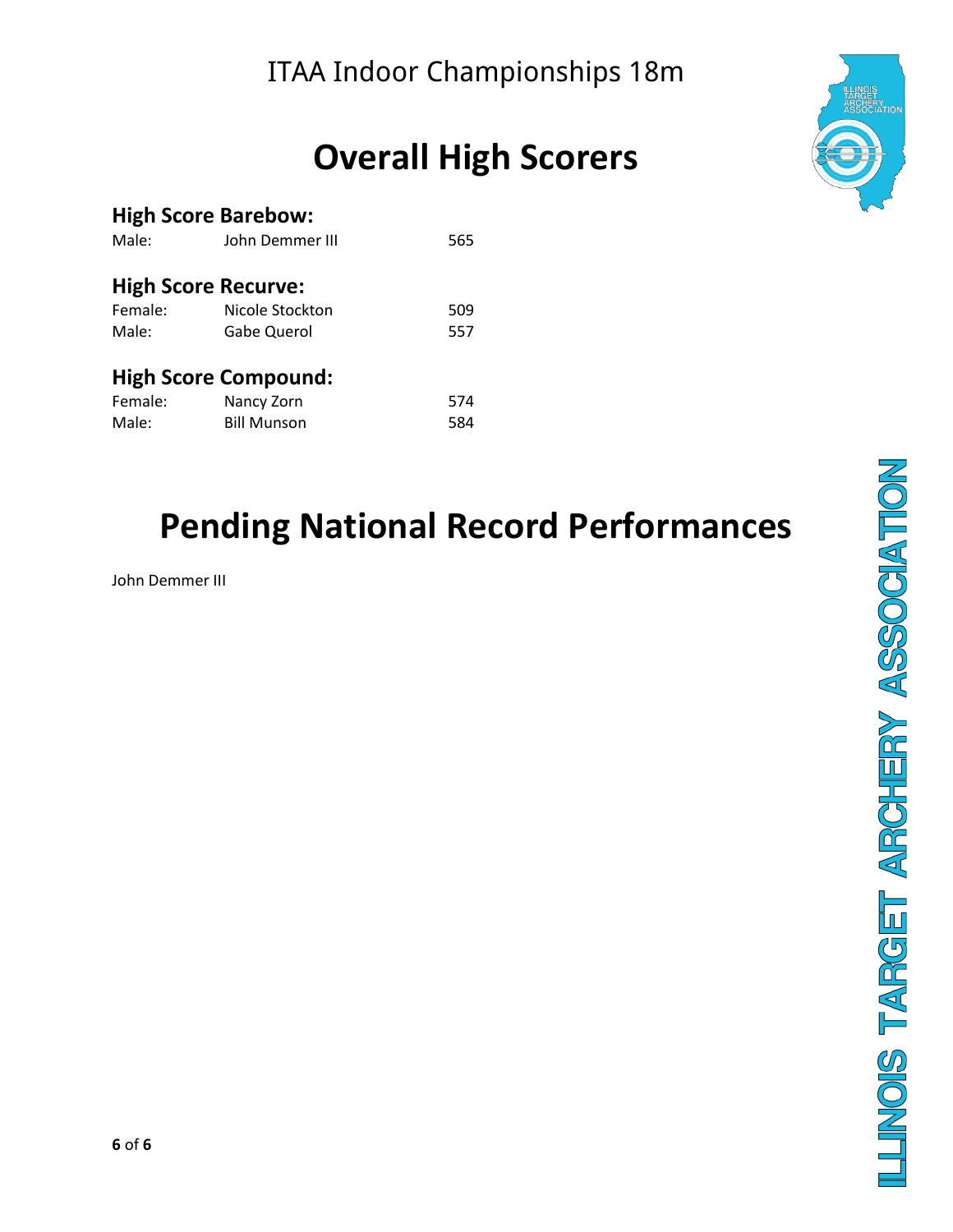ITAA Indoor Championships 18m

# Overall High Scorers

### High Score Barebow:

| | | |
|---|---|---|
| Male: | John Demmer III | 565 |

### High Score Recurve:

| | | |
|---|---|---|
| Female: | Nicole Stockton | 509 |
| Male: | Gabe Querol | 557 |

### High Score Compound:

| | | |
|---|---|---|
| Female: | Nancy Zorn | 574 |
| Male: | Bill Munson | 584 |

# Pending National Record Performances

John Demmer III